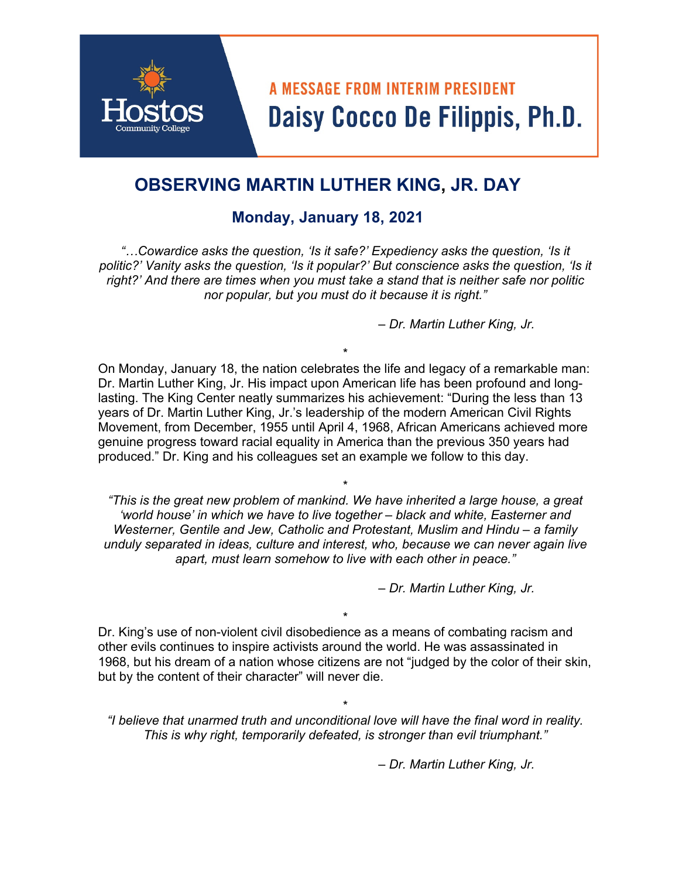Hostos Community College

A MESSAGE FROM INTERIM PRESIDENT

**Daisy Cocco De Filippis, Ph.D.**

# OBSERVING MARTIN LUTHER KING, JR. DAY

## Monday, January 18, 2021

*"…Cowardice asks the question, 'Is it safe?' Expediency asks the question, 'Is it politic?' Vanity asks the question, 'Is it popular?' But conscience asks the question, 'Is it right?' And there are times when you must take a stand that is neither safe nor politic nor popular, but you must do it because it is right."*

*– Dr. Martin Luther King, Jr.*

*

On Monday, January 18, the nation celebrates the life and legacy of a remarkable man: Dr. Martin Luther King, Jr. His impact upon American life has been profound and long-lasting. The King Center neatly summarizes his achievement: "During the less than 13 years of Dr. Martin Luther King, Jr.'s leadership of the modern American Civil Rights Movement, from December, 1955 until April 4, 1968, African Americans achieved more genuine progress toward racial equality in America than the previous 350 years had produced." Dr. King and his colleagues set an example we follow to this day.

*

*"This is the great new problem of mankind. We have inherited a large house, a great 'world house' in which we have to live together – black and white, Easterner and Westerner, Gentile and Jew, Catholic and Protestant, Muslim and Hindu – a family unduly separated in ideas, culture and interest, who, because we can never again live apart, must learn somehow to live with each other in peace."*

*– Dr. Martin Luther King, Jr.*

*

Dr. King's use of non-violent civil disobedience as a means of combating racism and other evils continues to inspire activists around the world. He was assassinated in 1968, but his dream of a nation whose citizens are not "judged by the color of their skin, but by the content of their character" will never die.

*

*"I believe that unarmed truth and unconditional love will have the final word in reality. This is why right, temporarily defeated, is stronger than evil triumphant."*

*– Dr. Martin Luther King, Jr.*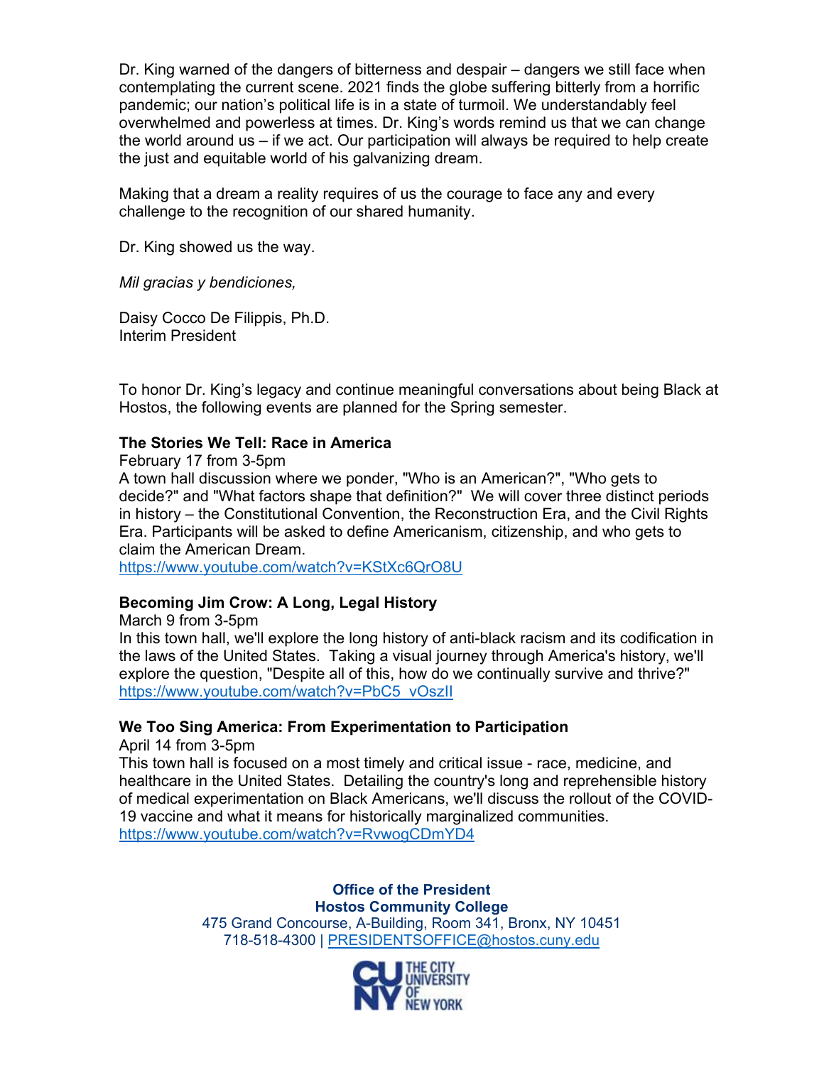Dr. King warned of the dangers of bitterness and despair – dangers we still face when contemplating the current scene. 2021 finds the globe suffering bitterly from a horrific pandemic; our nation's political life is in a state of turmoil. We understandably feel overwhelmed and powerless at times. Dr. King's words remind us that we can change the world around us – if we act. Our participation will always be required to help create the just and equitable world of his galvanizing dream.

Making that a dream a reality requires of us the courage to face any and every challenge to the recognition of our shared humanity.

Dr. King showed us the way.

*Mil gracias y bendiciones,*

Daisy Cocco De Filippis, Ph.D.
Interim President

To honor Dr. King's legacy and continue meaningful conversations about being Black at Hostos, the following events are planned for the Spring semester.

**The Stories We Tell: Race in America**
February 17 from 3-5pm
A town hall discussion where we ponder, "Who is an American?", "Who gets to decide?" and "What factors shape that definition?" We will cover three distinct periods in history – the Constitutional Convention, the Reconstruction Era, and the Civil Rights Era. Participants will be asked to define Americanism, citizenship, and who gets to claim the American Dream.
https://www.youtube.com/watch?v=KStXc6QrO8U

**Becoming Jim Crow: A Long, Legal History**
March 9 from 3-5pm
In this town hall, we'll explore the long history of anti-black racism and its codification in the laws of the United States. Taking a visual journey through America's history, we'll explore the question, "Despite all of this, how do we continually survive and thrive?"
https://www.youtube.com/watch?v=PbC5_vOszII

**We Too Sing America: From Experimentation to Participation**
April 14 from 3-5pm
This town hall is focused on a most timely and critical issue - race, medicine, and healthcare in the United States. Detailing the country's long and reprehensible history of medical experimentation on Black Americans, we'll discuss the rollout of the COVID-19 vaccine and what it means for historically marginalized communities.
https://www.youtube.com/watch?v=RvwogCDmYD4

**Office of the President**
**Hostos Community College**
475 Grand Concourse, A-Building, Room 341, Bronx, NY 10451
718-518-4300 | PRESIDENTSOFFICE@hostos.cuny.edu

CUNY THE CITY UNIVERSITY OF NEW YORK